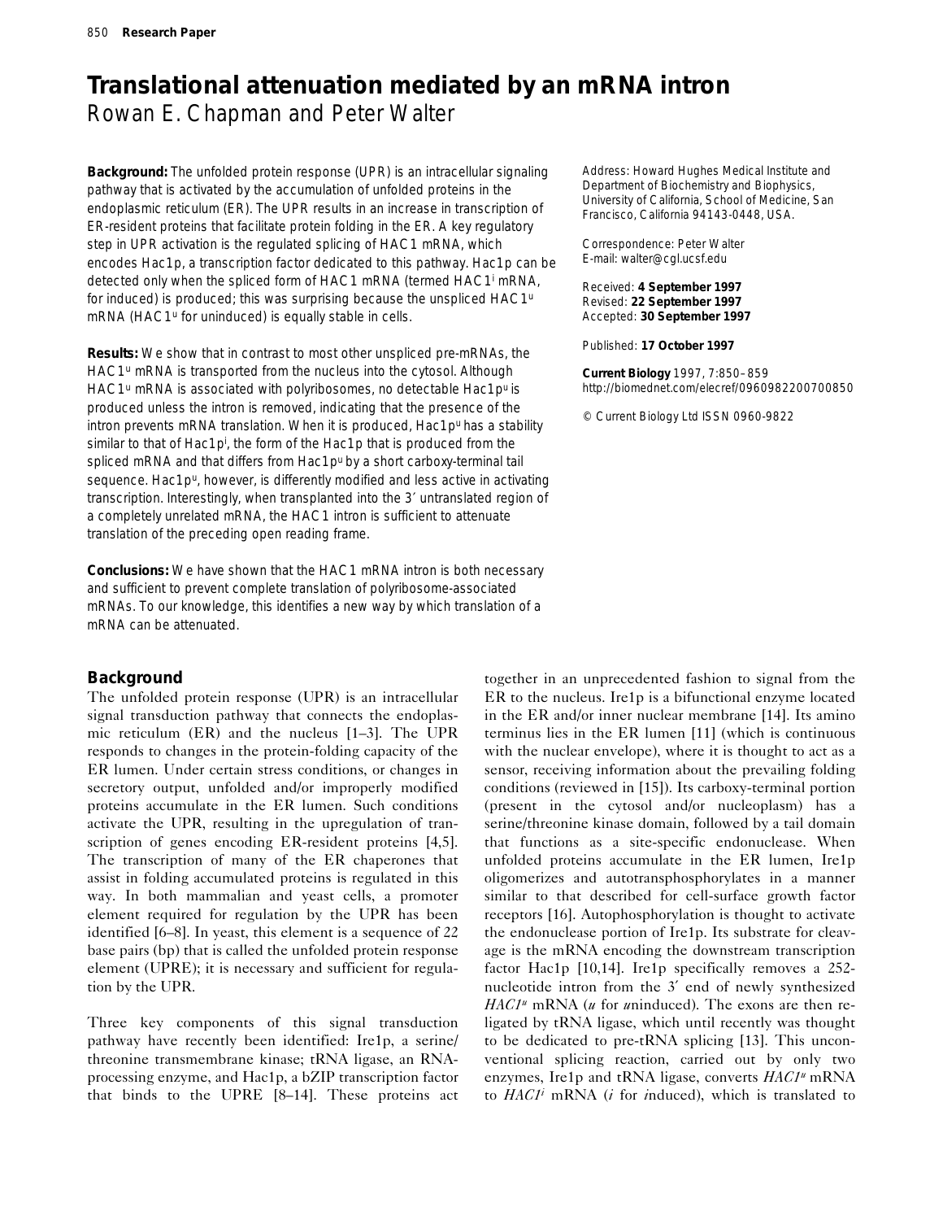# Translational attenuation mediated by an mRNA intron

Rowan E. Chapman and Peter Walter

**Background:** The unfolded protein response (UPR) is an intracellular signaling pathway that is activated by the accumulation of unfolded proteins in the endoplasmic reticulum (ER). The UPR results in an increase in transcription of ER-resident proteins that facilitate protein folding in the ER. A key regulatory step in UPR activation is the regulated splicing of HAC1 mRNA, which encodes Hac1p, a transcription factor dedicated to this pathway. Hac1p can be detected only when the spliced form of HAC1 mRNA (termed HAC1$^i$ mRNA, for induced) is produced; this was surprising because the unspliced HAC1$^u$ mRNA (HAC1$^u$ for uninduced) is equally stable in cells.

**Results:** We show that in contrast to most other unspliced pre-mRNAs, the HAC1$^u$ mRNA is transported from the nucleus into the cytosol. Although HAC1$^u$ mRNA is associated with polyribosomes, no detectable Hac1p$^u$ is produced unless the intron is removed, indicating that the presence of the intron prevents mRNA translation. When it is produced, Hac1p$^u$ has a stability similar to that of Hac1p$^i$, the form of the Hac1p that is produced from the spliced mRNA and that differs from Hac1p$^u$ by a short carboxy-terminal tail sequence. Hac1p$^u$, however, is differently modified and less active in activating transcription. Interestingly, when transplanted into the 3′ untranslated region of a completely unrelated mRNA, the HAC1 intron is sufficient to attenuate translation of the preceding open reading frame.

**Conclusions:** We have shown that the HAC1 mRNA intron is both necessary and sufficient to prevent complete translation of polyribosome-associated mRNAs. To our knowledge, this identifies a new way by which translation of a mRNA can be attenuated.

Address: Howard Hughes Medical Institute and Department of Biochemistry and Biophysics, University of California, School of Medicine, San Francisco, California 94143-0448, USA.

Correspondence: Peter Walter
E-mail: walter@cgl.ucsf.edu

Received: **4 September 1997**
Revised: **22 September 1997**
Accepted: **30 September 1997**

Published: **17 October 1997**

**Current Biology** 1997, 7:850–859
http://biomednet.com/elecref/0960982200700850

© Current Biology Ltd ISSN 0960-9822

## Background

The unfolded protein response (UPR) is an intracellular signal transduction pathway that connects the endoplasmic reticulum (ER) and the nucleus [1–3]. The UPR responds to changes in the protein-folding capacity of the ER lumen. Under certain stress conditions, or changes in secretory output, unfolded and/or improperly modified proteins accumulate in the ER lumen. Such conditions activate the UPR, resulting in the upregulation of transcription of genes encoding ER-resident proteins [4,5]. The transcription of many of the ER chaperones that assist in folding accumulated proteins is regulated in this way. In both mammalian and yeast cells, a promoter element required for regulation by the UPR has been identified [6–8]. In yeast, this element is a sequence of 22 base pairs (bp) that is called the unfolded protein response element (UPRE); it is necessary and sufficient for regulation by the UPR.

Three key components of this signal transduction pathway have recently been identified: Ire1p, a serine/threonine transmembrane kinase; tRNA ligase, an RNA-processing enzyme, and Hac1p, a bZIP transcription factor that binds to the UPRE [8–14]. These proteins act together in an unprecedented fashion to signal from the ER to the nucleus. Ire1p is a bifunctional enzyme located in the ER and/or inner nuclear membrane [14]. Its amino terminus lies in the ER lumen [11] (which is continuous with the nuclear envelope), where it is thought to act as a sensor, receiving information about the prevailing folding conditions (reviewed in [15]). Its carboxy-terminal portion (present in the cytosol and/or nucleoplasm) has a serine/threonine kinase domain, followed by a tail domain that functions as a site-specific endonuclease. When unfolded proteins accumulate in the ER lumen, Ire1p oligomerizes and autotransphosphorylates in a manner similar to that described for cell-surface growth factor receptors [16]. Autophosphorylation is thought to activate the endonuclease portion of Ire1p. Its substrate for cleavage is the mRNA encoding the downstream transcription factor Hac1p [10,14]. Ire1p specifically removes a 252-nucleotide intron from the 3′ end of newly synthesized *HAC1$^u$* mRNA (*u* for *u*ninduced). The exons are then re-ligated by tRNA ligase, which until recently was thought to be dedicated to pre-tRNA splicing [13]. This unconventional splicing reaction, carried out by only two enzymes, Ire1p and tRNA ligase, converts *HAC1$^u$* mRNA to *HAC1$^i$* mRNA (*i* for *i*nduced), which is translated to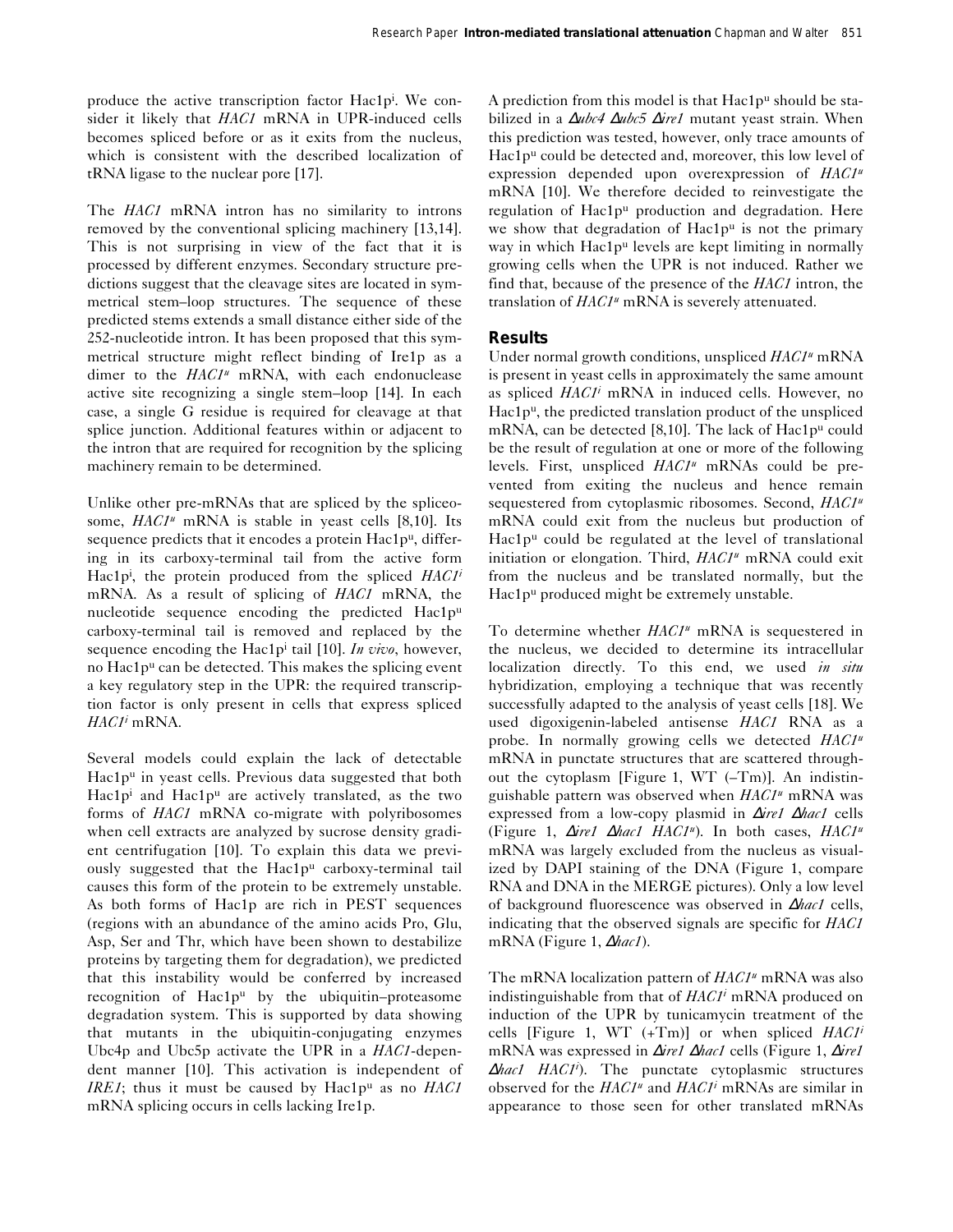produce the active transcription factor Hac1p$^i$. We consider it likely that *HAC1* mRNA in UPR-induced cells becomes spliced before or as it exits from the nucleus, which is consistent with the described localization of tRNA ligase to the nuclear pore [17].

The *HAC1* mRNA intron has no similarity to introns removed by the conventional splicing machinery [13,14]. This is not surprising in view of the fact that it is processed by different enzymes. Secondary structure predictions suggest that the cleavage sites are located in symmetrical stem–loop structures. The sequence of these predicted stems extends a small distance either side of the 252-nucleotide intron. It has been proposed that this symmetrical structure might reflect binding of Ire1p as a dimer to the *HAC1$^u$* mRNA, with each endonuclease active site recognizing a single stem–loop [14]. In each case, a single G residue is required for cleavage at that splice junction. Additional features within or adjacent to the intron that are required for recognition by the splicing machinery remain to be determined.

Unlike other pre-mRNAs that are spliced by the spliceosome, *HAC1$^u$* mRNA is stable in yeast cells [8,10]. Its sequence predicts that it encodes a protein Hac1p$^u$, differing in its carboxy-terminal tail from the active form Hac1p$^i$, the protein produced from the spliced *HAC1$^i$* mRNA. As a result of splicing of *HAC1* mRNA, the nucleotide sequence encoding the predicted Hac1p$^u$ carboxy-terminal tail is removed and replaced by the sequence encoding the Hac1p$^i$ tail [10]. *In vivo*, however, no Hac1p$^u$ can be detected. This makes the splicing event a key regulatory step in the UPR: the required transcription factor is only present in cells that express spliced *HAC1$^i$* mRNA.

Several models could explain the lack of detectable Hac1p$^u$ in yeast cells. Previous data suggested that both Hac1p$^i$ and Hac1p$^u$ are actively translated, as the two forms of *HAC1* mRNA co-migrate with polyribosomes when cell extracts are analyzed by sucrose density gradient centrifugation [10]. To explain this data we previously suggested that the Hac1p$^u$ carboxy-terminal tail causes this form of the protein to be extremely unstable. As both forms of Hac1p are rich in PEST sequences (regions with an abundance of the amino acids Pro, Glu, Asp, Ser and Thr, which have been shown to destabilize proteins by targeting them for degradation), we predicted that this instability would be conferred by increased recognition of Hac1p$^u$ by the ubiquitin–proteasome degradation system. This is supported by data showing that mutants in the ubiquitin-conjugating enzymes Ubc4p and Ubc5p activate the UPR in a *HAC1*-dependent manner [10]. This activation is independent of *IRE1*; thus it must be caused by Hac1p$^u$ as no *HAC1* mRNA splicing occurs in cells lacking Ire1p.

A prediction from this model is that Hac1p$^u$ should be stabilized in a *Δubc4 Δubc5 Δire1* mutant yeast strain. When this prediction was tested, however, only trace amounts of Hac1p$^u$ could be detected and, moreover, this low level of expression depended upon overexpression of *HAC1$^u$* mRNA [10]. We therefore decided to reinvestigate the regulation of Hac1p$^u$ production and degradation. Here we show that degradation of Hac1p$^u$ is not the primary way in which Hac1p$^u$ levels are kept limiting in normally growing cells when the UPR is not induced. Rather we find that, because of the presence of the *HAC1* intron, the translation of *HAC1$^u$* mRNA is severely attenuated.

## Results

Under normal growth conditions, unspliced *HAC1$^u$* mRNA is present in yeast cells in approximately the same amount as spliced *HAC1$^i$* mRNA in induced cells. However, no Hac1p$^u$, the predicted translation product of the unspliced mRNA, can be detected [8,10]. The lack of Hac1p$^u$ could be the result of regulation at one or more of the following levels. First, unspliced *HAC1$^u$* mRNAs could be prevented from exiting the nucleus and hence remain sequestered from cytoplasmic ribosomes. Second, *HAC1$^u$* mRNA could exit from the nucleus but production of Hac1p$^u$ could be regulated at the level of translational initiation or elongation. Third, *HAC1$^u$* mRNA could exit from the nucleus and be translated normally, but the Hac1p$^u$ produced might be extremely unstable.

To determine whether *HAC1$^u$* mRNA is sequestered in the nucleus, we decided to determine its intracellular localization directly. To this end, we used *in situ* hybridization, employing a technique that was recently successfully adapted to the analysis of yeast cells [18]. We used digoxigenin-labeled antisense *HAC1* RNA as a probe. In normally growing cells we detected *HAC1$^u$* mRNA in punctate structures that are scattered throughout the cytoplasm [Figure 1, WT (–Tm)]. An indistinguishable pattern was observed when *HAC1$^u$* mRNA was expressed from a low-copy plasmid in *Δire1 Δhac1* cells (Figure 1, *Δire1 Δhac1 HAC1$^u$*). In both cases, *HAC1$^u$* mRNA was largely excluded from the nucleus as visualized by DAPI staining of the DNA (Figure 1, compare RNA and DNA in the MERGE pictures). Only a low level of background fluorescence was observed in *Δhac1* cells, indicating that the observed signals are specific for *HAC1* mRNA (Figure 1, *Δhac1*).

The mRNA localization pattern of *HAC1$^u$* mRNA was also indistinguishable from that of *HAC1$^i$* mRNA produced on induction of the UPR by tunicamycin treatment of the cells [Figure 1, WT (+Tm)] or when spliced *HAC1$^i$* mRNA was expressed in *Δire1 Δhac1* cells (Figure 1, *Δire1 Δhac1 HAC1$^i$*). The punctate cytoplasmic structures observed for the *HAC1$^u$* and *HAC1$^i$* mRNAs are similar in appearance to those seen for other translated mRNAs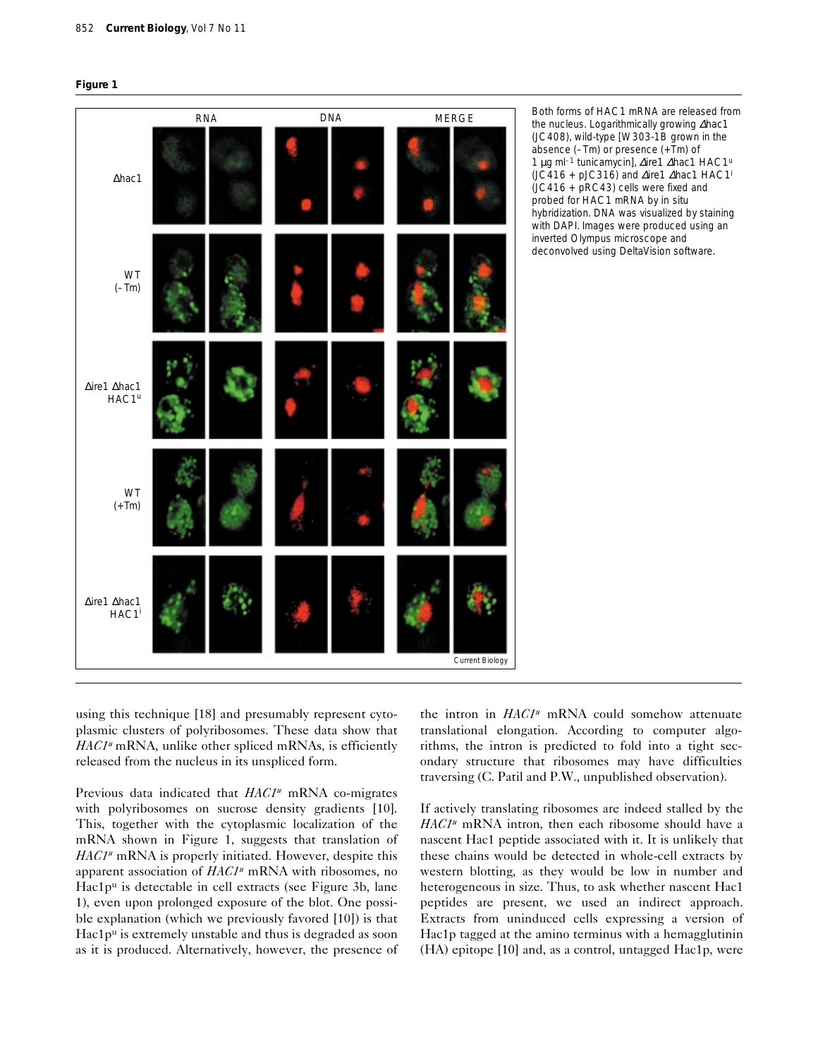**Figure 1**

Both forms of HAC1 mRNA are released from the nucleus. Logarithmically growing Δhac1 (JC408), wild-type [W303-1B grown in the absence (–Tm) or presence (+Tm) of 1 μg ml$^{-1}$ tunicamycin], Δire1 Δhac1 HAC1$^{u}$ (JC416 + pJC316) and Δire1 Δhac1 HAC1$^{i}$ (JC416 + pRC43) cells were fixed and probed for HAC1 mRNA by in situ hybridization. DNA was visualized by staining with DAPI. Images were produced using an inverted Olympus microscope and deconvolved using DeltaVision software.

using this technique [18] and presumably represent cytoplasmic clusters of polyribosomes. These data show that *HAC1$^{u}$* mRNA, unlike other spliced mRNAs, is efficiently released from the nucleus in its unspliced form.

Previous data indicated that *HAC1$^{u}$* mRNA co-migrates with polyribosomes on sucrose density gradients [10]. This, together with the cytoplasmic localization of the mRNA shown in Figure 1, suggests that translation of *HAC1$^{u}$* mRNA is properly initiated. However, despite this apparent association of *HAC1$^{u}$* mRNA with ribosomes, no Hac1p$^{u}$ is detectable in cell extracts (see Figure 3b, lane 1), even upon prolonged exposure of the blot. One possible explanation (which we previously favored [10]) is that Hac1p$^{u}$ is extremely unstable and thus is degraded as soon as it is produced. Alternatively, however, the presence of the intron in *HAC1$^{u}$* mRNA could somehow attenuate translational elongation. According to computer algorithms, the intron is predicted to fold into a tight secondary structure that ribosomes may have difficulties traversing (C. Patil and P.W., unpublished observation).

If actively translating ribosomes are indeed stalled by the *HAC1$^{u}$* mRNA intron, then each ribosome should have a nascent Hac1 peptide associated with it. It is unlikely that these chains would be detected in whole-cell extracts by western blotting, as they would be low in number and heterogeneous in size. Thus, to ask whether nascent Hac1 peptides are present, we used an indirect approach. Extracts from uninduced cells expressing a version of Hac1p tagged at the amino terminus with a hemagglutinin (HA) epitope [10] and, as a control, untagged Hac1p, were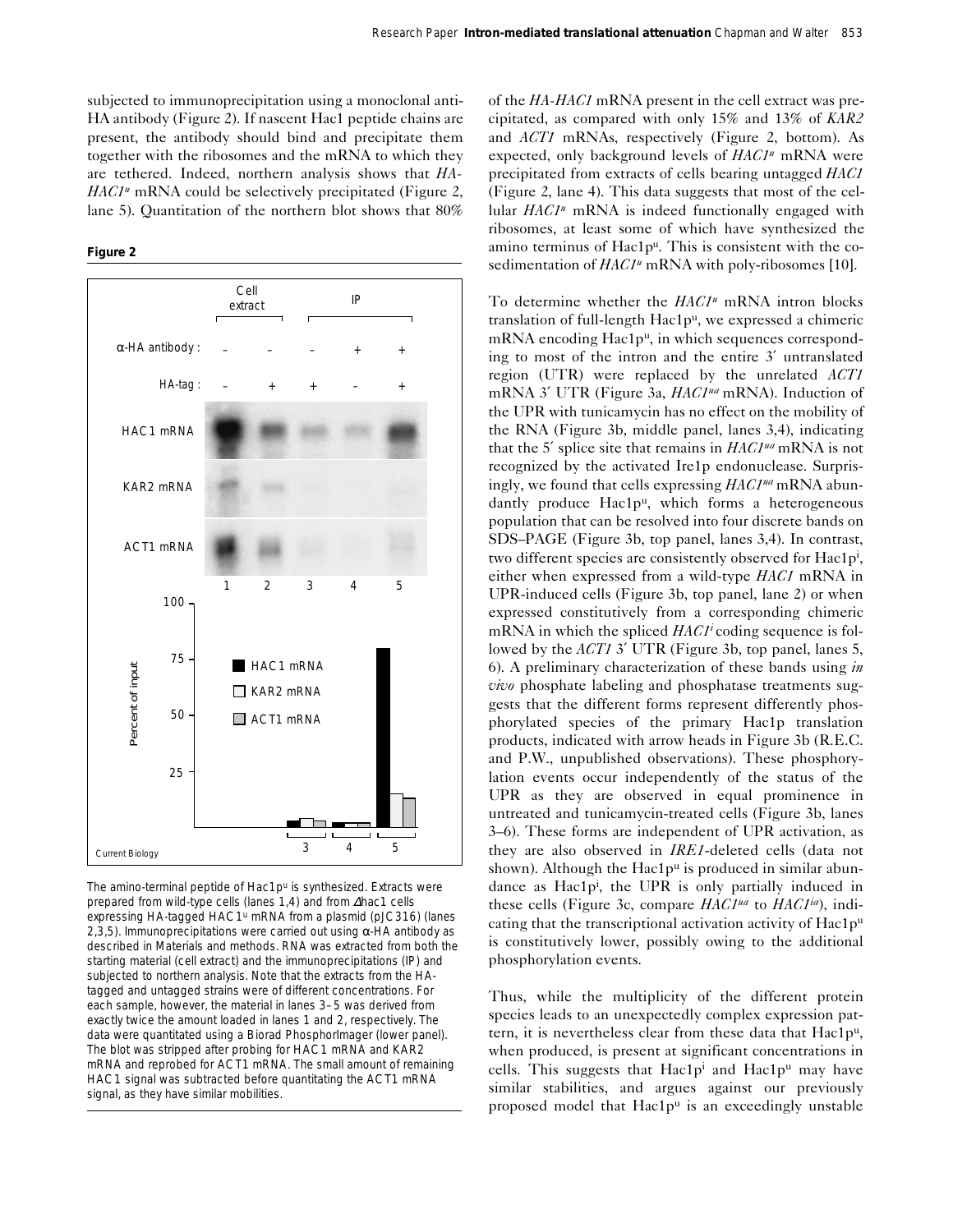subjected to immunoprecipitation using a monoclonal anti-HA antibody (Figure 2). If nascent Hac1 peptide chains are present, the antibody should bind and precipitate them together with the ribosomes and the mRNA to which they are tethered. Indeed, northern analysis shows that *HA-HAC1[u]* mRNA could be selectively precipitated (Figure 2, lane 5). Quantitation of the northern blot shows that 80%

**Figure 2**

The amino-terminal peptide of Hac1p[u] is synthesized. Extracts were prepared from wild-type cells (lanes 1,4) and from Δhac1 cells expressing HA-tagged HAC1[u] mRNA from a plasmid (pJC316) (lanes 2,3,5). Immunoprecipitations were carried out using α-HA antibody as described in Materials and methods. RNA was extracted from both the starting material (cell extract) and the immunoprecipitations (IP) and subjected to northern analysis. Note that the extracts from the HA-tagged and untagged strains were of different concentrations. For each sample, however, the material in lanes 3–5 was derived from exactly twice the amount loaded in lanes 1 and 2, respectively. The data were quantitated using a Biorad PhosphorImager (lower panel). The blot was stripped after probing for HAC1 mRNA and KAR2 mRNA and reprobed for ACT1 mRNA. The small amount of remaining HAC1 signal was subtracted before quantitating the ACT1 mRNA signal, as they have similar mobilities.

of the *HA-HAC1* mRNA present in the cell extract was precipitated, as compared with only 15% and 13% of *KAR2* and *ACT1* mRNAs, respectively (Figure 2, bottom). As expected, only background levels of *HAC1[u]* mRNA were precipitated from extracts of cells bearing untagged *HAC1* (Figure 2, lane 4). This data suggests that most of the cellular *HAC1[u]* mRNA is indeed functionally engaged with ribosomes, at least some of which have synthesized the amino terminus of Hac1p[u]. This is consistent with the co-sedimentation of *HAC1[u]* mRNA with poly-ribosomes [10].

To determine whether the *HAC1[u]* mRNA intron blocks translation of full-length Hac1p[u], we expressed a chimeric mRNA encoding Hac1p[u], in which sequences corresponding to most of the intron and the entire 3′ untranslated region (UTR) were replaced by the unrelated *ACT1* mRNA 3′ UTR (Figure 3a, *HAC1[ua]* mRNA). Induction of the UPR with tunicamycin has no effect on the mobility of the RNA (Figure 3b, middle panel, lanes 3,4), indicating that the 5′ splice site that remains in *HAC1[ua]* mRNA is not recognized by the activated Ire1p endonuclease. Surprisingly, we found that cells expressing *HAC1[ua]* mRNA abundantly produce Hac1p[u], which forms a heterogeneous population that can be resolved into four discrete bands on SDS–PAGE (Figure 3b, top panel, lanes 3,4). In contrast, two different species are consistently observed for Hac1p[i], either when expressed from a wild-type *HAC1* mRNA in UPR-induced cells (Figure 3b, top panel, lane 2) or when expressed constitutively from a corresponding chimeric mRNA in which the spliced *HAC1[i]* coding sequence is followed by the *ACT1* 3′ UTR (Figure 3b, top panel, lanes 5, 6). A preliminary characterization of these bands using *in vivo* phosphate labeling and phosphatase treatments suggests that the different forms represent differently phosphorylated species of the primary Hac1p translation products, indicated with arrow heads in Figure 3b (R.E.C. and P.W., unpublished observations). These phosphorylation events occur independently of the status of the UPR as they are observed in equal prominence in untreated and tunicamycin-treated cells (Figure 3b, lanes 3–6). These forms are independent of UPR activation, as they are also observed in *IRE1*-deleted cells (data not shown). Although the Hac1p[u] is produced in similar abundance as Hac1p[i], the UPR is only partially induced in these cells (Figure 3c, compare *HAC1[ua]* to *HAC1[ia]*), indicating that the transcriptional activation activity of Hac1p[u] is constitutively lower, possibly owing to the additional phosphorylation events.

Thus, while the multiplicity of the different protein species leads to an unexpectedly complex expression pattern, it is nevertheless clear from these data that Hac1p[u], when produced, is present at significant concentrations in cells. This suggests that Hac1p[i] and Hac1p[u] may have similar stabilities, and argues against our previously proposed model that Hac1p[u] is an exceedingly unstable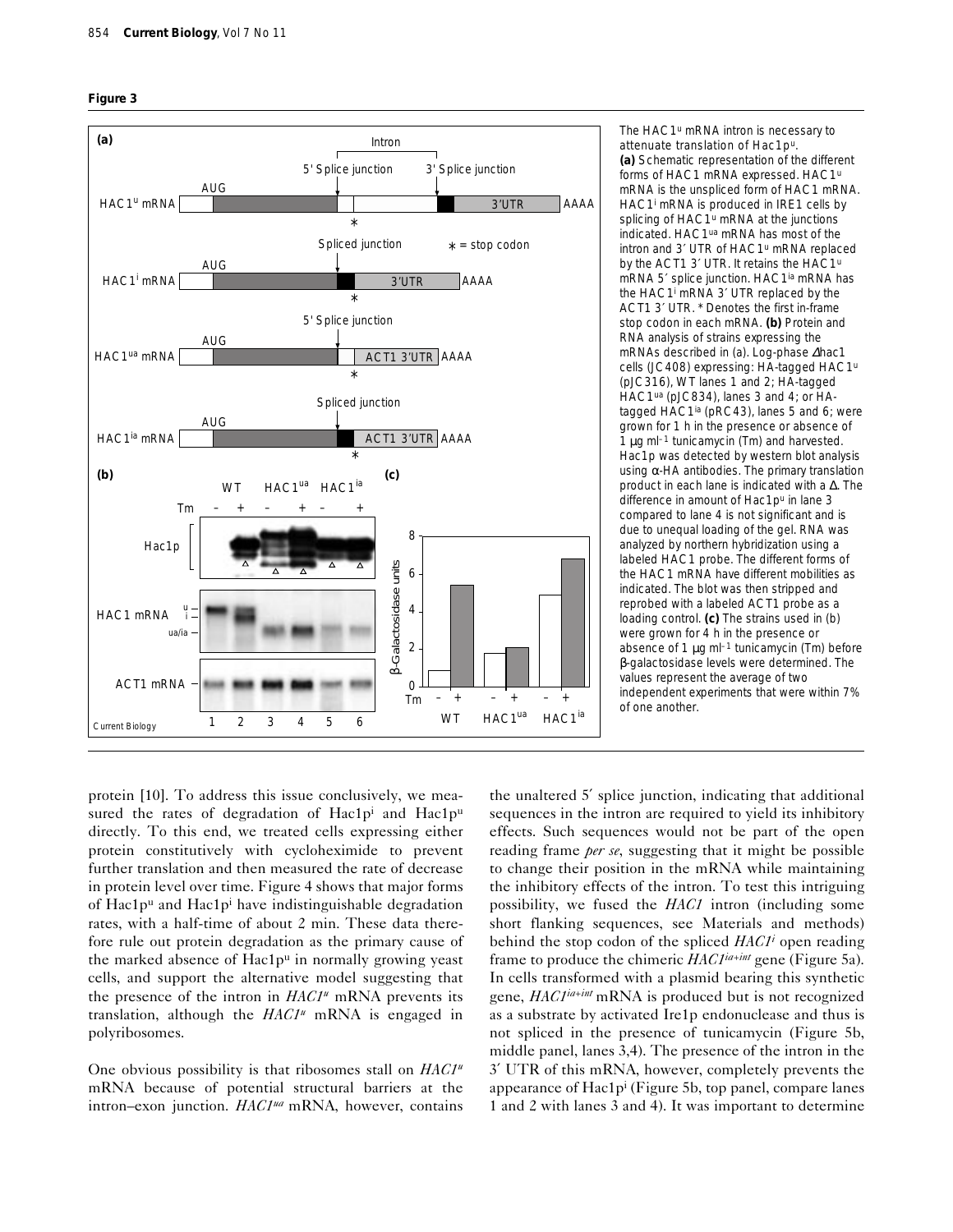**Figure 3**

The HAC1$^u$ mRNA intron is necessary to attenuate translation of Hac1p$^u$. **(a)** Schematic representation of the different forms of HAC1 mRNA expressed. HAC1$^u$ mRNA is the unspliced form of HAC1 mRNA. HAC1$^i$ mRNA is produced in IRE1 cells by splicing of HAC1$^u$ mRNA at the junctions indicated. HAC1$^{ua}$ mRNA has most of the intron and 3′ UTR of HAC1$^u$ mRNA replaced by the ACT1 3′ UTR. It retains the HAC1$^u$ mRNA 5′ splice junction. HAC1$^{ia}$ mRNA has the HAC1$^i$ mRNA 3′ UTR replaced by the ACT1 3′ UTR. * Denotes the first in-frame stop codon in each mRNA. **(b)** Protein and RNA analysis of strains expressing the mRNAs described in (a). Log-phase Δhac1 cells (JC408) expressing: HA-tagged HAC1$^u$ (pJC316), WT lanes 1 and 2; HA-tagged HAC1$^{ua}$ (pJC834), lanes 3 and 4; or HA-tagged HAC1$^{ia}$ (pRC43), lanes 5 and 6; were grown for 1 h in the presence or absence of 1 μg ml$^{-1}$ tunicamycin (Tm) and harvested. Hac1p was detected by western blot analysis using α-HA antibodies. The primary translation product in each lane is indicated with a Δ. The difference in amount of Hac1p$^u$ in lane 3 compared to lane 4 is not significant and is due to unequal loading of the gel. RNA was analyzed by northern hybridization using a labeled HAC1 probe. The different forms of the HAC1 mRNA have different mobilities as indicated. The blot was then stripped and reprobed with a labeled ACT1 probe as a loading control. **(c)** The strains used in (b) were grown for 4 h in the presence or absence of 1 μg ml$^{-1}$ tunicamycin (Tm) before β-galactosidase levels were determined. The values represent the average of two independent experiments that were within 7% of one another.

protein [10]. To address this issue conclusively, we measured the rates of degradation of Hac1p$^i$ and Hac1p$^u$ directly. To this end, we treated cells expressing either protein constitutively with cycloheximide to prevent further translation and then measured the rate of decrease in protein level over time. Figure 4 shows that major forms of Hac1p$^u$ and Hac1p$^i$ have indistinguishable degradation rates, with a half-time of about 2 min. These data therefore rule out protein degradation as the primary cause of the marked absence of Hac1p$^u$ in normally growing yeast cells, and support the alternative model suggesting that the presence of the intron in *HAC1$^u$* mRNA prevents its translation, although the *HAC1$^u$* mRNA is engaged in polyribosomes.

One obvious possibility is that ribosomes stall on *HAC1$^u$* mRNA because of potential structural barriers at the intron–exon junction. *HAC1$^{ua}$* mRNA, however, contains the unaltered 5′ splice junction, indicating that additional sequences in the intron are required to yield its inhibitory effects. Such sequences would not be part of the open reading frame *per se*, suggesting that it might be possible to change their position in the mRNA while maintaining the inhibitory effects of the intron. To test this intriguing possibility, we fused the *HAC1* intron (including some short flanking sequences, see Materials and methods) behind the stop codon of the spliced *HAC1$^i$* open reading frame to produce the chimeric *HAC1$^{ia+int}$* gene (Figure 5a). In cells transformed with a plasmid bearing this synthetic gene, *HAC1$^{ia+int}$* mRNA is produced but is not recognized as a substrate by activated Ire1p endonuclease and thus is not spliced in the presence of tunicamycin (Figure 5b, middle panel, lanes 3,4). The presence of the intron in the 3′ UTR of this mRNA, however, completely prevents the appearance of Hac1p$^i$ (Figure 5b, top panel, compare lanes 1 and 2 with lanes 3 and 4). It was important to determine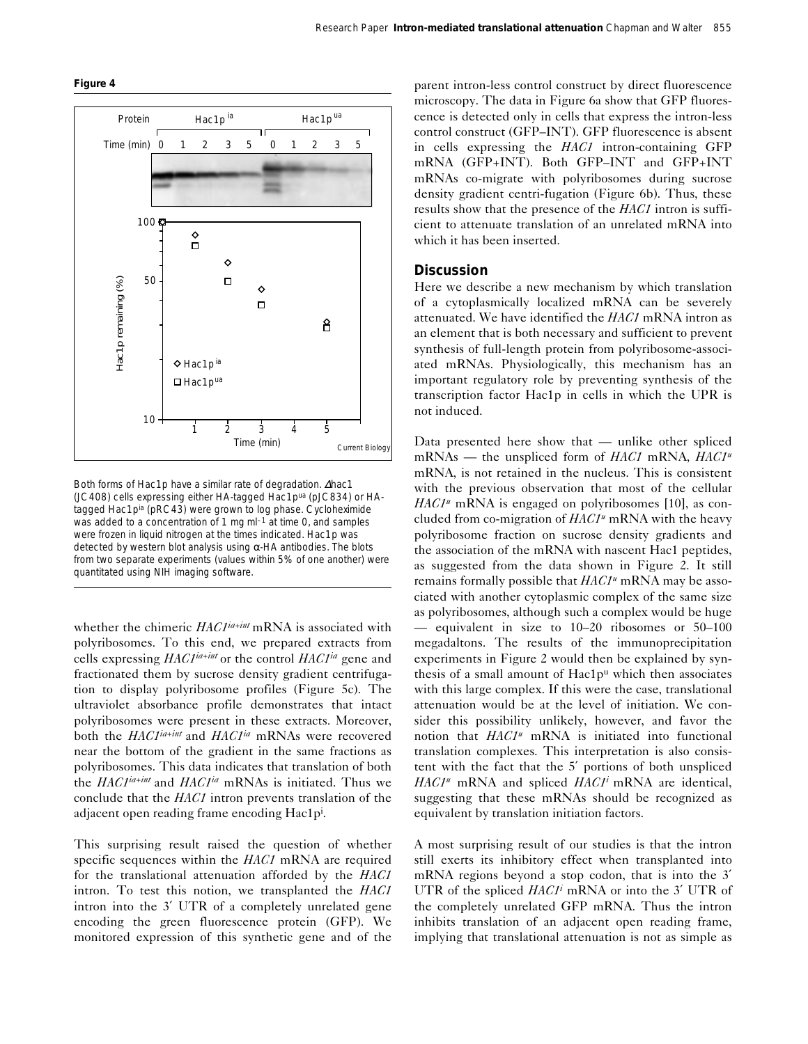**Figure 4**

Both forms of Hac1p have a similar rate of degradation. Δhac1 (JC408) cells expressing either HA-tagged Hac1p$^{ua}$ (pJC834) or HA-tagged Hac1p$^{ia}$ (pRC43) were grown to log phase. Cycloheximide was added to a concentration of 1 mg ml$^{-1}$ at time 0, and samples were frozen in liquid nitrogen at the times indicated. Hac1p was detected by western blot analysis using α-HA antibodies. The blots from two separate experiments (values within 5% of one another) were quantitated using NIH imaging software.

whether the chimeric *HAC1$^{ia+int}$* mRNA is associated with polyribosomes. To this end, we prepared extracts from cells expressing *HAC1$^{ia+int}$* or the control *HAC1$^{ia}$* gene and fractionated them by sucrose density gradient centrifugation to display polyribosome profiles (Figure 5c). The ultraviolet absorbance profile demonstrates that intact polyribosomes were present in these extracts. Moreover, both the *HAC1$^{ia+int}$* and *HAC1$^{ia}$* mRNAs were recovered near the bottom of the gradient in the same fractions as polyribosomes. This data indicates that translation of both the *HAC1$^{ia+int}$* and *HAC1$^{ia}$* mRNAs is initiated. Thus we conclude that the *HAC1* intron prevents translation of the adjacent open reading frame encoding Hac1p$^{i}$.

This surprising result raised the question of whether specific sequences within the *HAC1* mRNA are required for the translational attenuation afforded by the *HAC1* intron. To test this notion, we transplanted the *HAC1* intron into the 3′ UTR of a completely unrelated gene encoding the green fluorescence protein (GFP). We monitored expression of this synthetic gene and of the parent intron-less control construct by direct fluorescence microscopy. The data in Figure 6a show that GFP fluorescence is detected only in cells that express the intron-less control construct (GFP–INT). GFP fluorescence is absent in cells expressing the *HAC1* intron-containing GFP mRNA (GFP+INT). Both GFP–INT and GFP+INT mRNAs co-migrate with polyribosomes during sucrose density gradient centri-fugation (Figure 6b). Thus, these results show that the presence of the *HAC1* intron is sufficient to attenuate translation of an unrelated mRNA into which it has been inserted.

## Discussion

Here we describe a new mechanism by which translation of a cytoplasmically localized mRNA can be severely attenuated. We have identified the *HAC1* mRNA intron as an element that is both necessary and sufficient to prevent synthesis of full-length protein from polyribosome-associated mRNAs. Physiologically, this mechanism has an important regulatory role by preventing synthesis of the transcription factor Hac1p in cells in which the UPR is not induced.

Data presented here show that — unlike other spliced mRNAs — the unspliced form of *HAC1* mRNA, *HAC1$^{u}$* mRNA, is not retained in the nucleus. This is consistent with the previous observation that most of the cellular *HAC1$^{u}$* mRNA is engaged on polyribosomes [10], as concluded from co-migration of *HAC1$^{u}$* mRNA with the heavy polyribosome fraction on sucrose density gradients and the association of the mRNA with nascent Hac1 peptides, as suggested from the data shown in Figure 2. It still remains formally possible that *HAC1$^{u}$* mRNA may be associated with another cytoplasmic complex of the same size as polyribosomes, although such a complex would be huge — equivalent in size to 10–20 ribosomes or 50–100 megadaltons. The results of the immunoprecipitation experiments in Figure 2 would then be explained by synthesis of a small amount of Hac1p$^{u}$ which then associates with this large complex. If this were the case, translational attenuation would be at the level of initiation. We consider this possibility unlikely, however, and favor the notion that *HAC1$^{u}$* mRNA is initiated into functional translation complexes. This interpretation is also consistent with the fact that the 5′ portions of both unspliced *HAC1$^{u}$* mRNA and spliced *HAC1$^{i}$* mRNA are identical, suggesting that these mRNAs should be recognized as equivalent by translation initiation factors.

A most surprising result of our studies is that the intron still exerts its inhibitory effect when transplanted into mRNA regions beyond a stop codon, that is into the 3′ UTR of the spliced *HAC1$^{i}$* mRNA or into the 3′ UTR of the completely unrelated GFP mRNA. Thus the intron inhibits translation of an adjacent open reading frame, implying that translational attenuation is not as simple as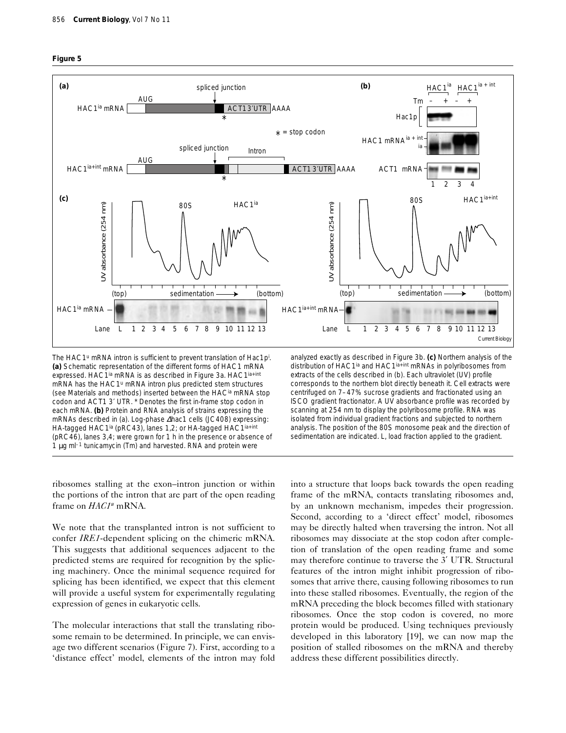**Figure 5**

The HAC1$^u$ mRNA intron is sufficient to prevent translation of Hac1p$^i$. **(a)** Schematic representation of the different forms of HAC1 mRNA expressed. HAC1$^{ia}$ mRNA is as described in Figure 3a. HAC1$^{ia+int}$ mRNA has the HAC1$^u$ mRNA intron plus predicted stem structures (see Materials and methods) inserted between the HAC$^{ia}$ mRNA stop codon and ACT1 3′ UTR. * Denotes the first in-frame stop codon in each mRNA. **(b)** Protein and RNA analysis of strains expressing the mRNAs described in (a). Log-phase Δhac1 cells (JC408) expressing: HA-tagged HAC1$^{ia}$ (pRC43), lanes 1,2; or HA-tagged HAC1$^{ia+int}$ (pRC46), lanes 3,4; were grown for 1 h in the presence or absence of 1 μg ml$^{-1}$ tunicamycin (Tm) and harvested. RNA and protein were analyzed exactly as described in Figure 3b. **(c)** Northern analysis of the distribution of HAC1$^{ia}$ and HAC1$^{ia+int}$ mRNAs in polyribosomes from extracts of the cells described in (b). Each ultraviolet (UV) profile corresponds to the northern blot directly beneath it. Cell extracts were centrifuged on 7–47% sucrose gradients and fractionated using an ISCO gradient fractionator. A UV absorbance profile was recorded by scanning at 254 nm to display the polyribosome profile. RNA was isolated from individual gradient fractions and subjected to northern analysis. The position of the 80S monosome peak and the direction of sedimentation are indicated. L, load fraction applied to the gradient.

ribosomes stalling at the exon–intron junction or within the portions of the intron that are part of the open reading frame on *HAC1$^u$* mRNA.

We note that the transplanted intron is not sufficient to confer *IRE1*-dependent splicing on the chimeric mRNA. This suggests that additional sequences adjacent to the predicted stems are required for recognition by the splicing machinery. Once the minimal sequence required for splicing has been identified, we expect that this element will provide a useful system for experimentally regulating expression of genes in eukaryotic cells.

The molecular interactions that stall the translating ribosome remain to be determined. In principle, we can envisage two different scenarios (Figure 7). First, according to a 'distance effect' model, elements of the intron may fold into a structure that loops back towards the open reading frame of the mRNA, contacts translating ribosomes and, by an unknown mechanism, impedes their progression. Second, according to a 'direct effect' model, ribosomes may be directly halted when traversing the intron. Not all ribosomes may dissociate at the stop codon after completion of translation of the open reading frame and some may therefore continue to traverse the 3′ UTR. Structural features of the intron might inhibit progression of ribosomes that arrive there, causing following ribosomes to run into these stalled ribosomes. Eventually, the region of the mRNA preceding the block becomes filled with stationary ribosomes. Once the stop codon is covered, no more protein would be produced. Using techniques previously developed in this laboratory [19], we can now map the position of stalled ribosomes on the mRNA and thereby address these different possibilities directly.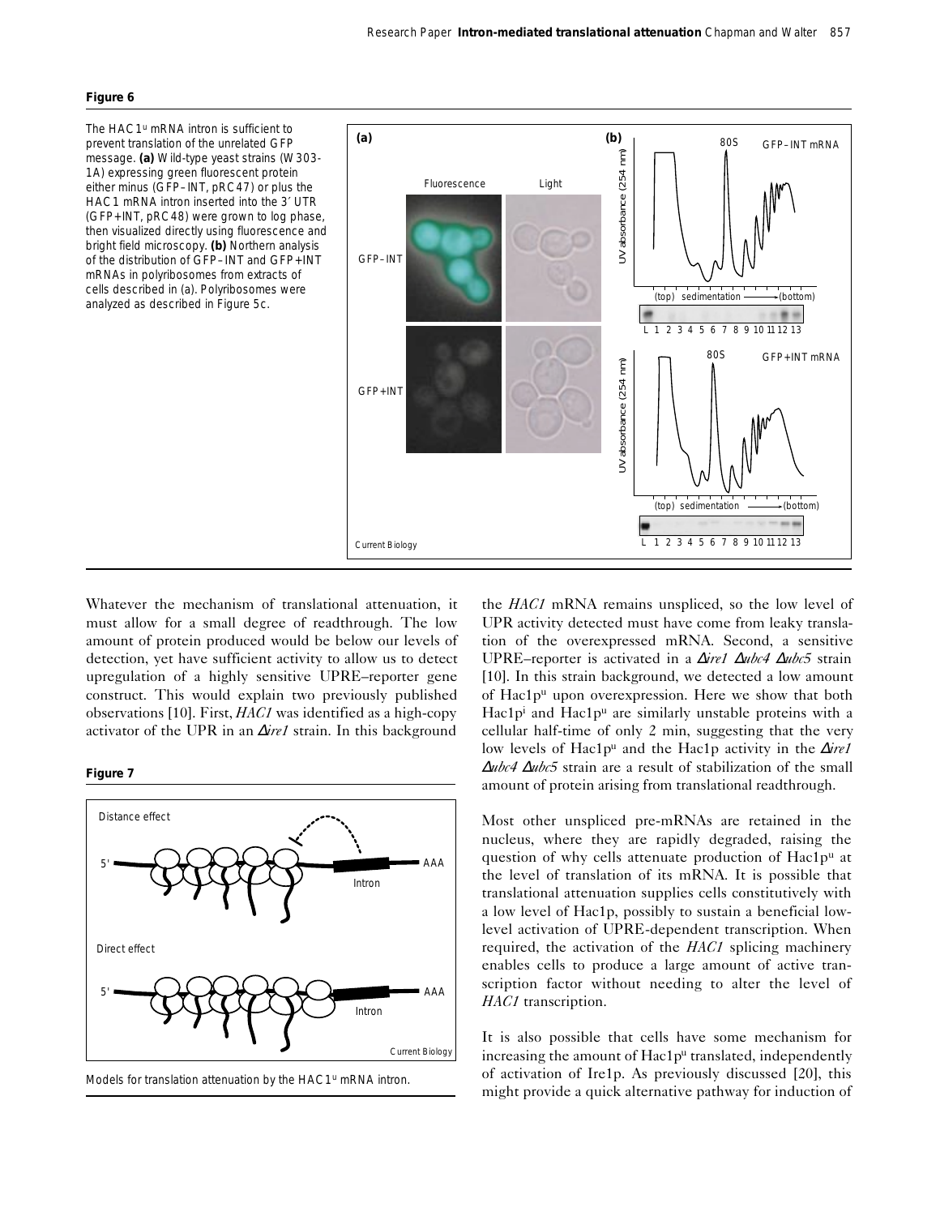**Figure 6**

The HAC1[u] mRNA intron is sufficient to prevent translation of the unrelated GFP message. **(a)** Wild-type yeast strains (W303-1A) expressing green fluorescent protein either minus (GFP–INT, pRC47) or plus the HAC1 mRNA intron inserted into the 3′ UTR (GFP+INT, pRC48) were grown to log phase, then visualized directly using fluorescence and bright field microscopy. **(b)** Northern analysis of the distribution of GFP–INT and GFP+INT mRNAs in polyribosomes from extracts of cells described in (a). Polyribosomes were analyzed as described in Figure 5c.

Whatever the mechanism of translational attenuation, it must allow for a small degree of readthrough. The low amount of protein produced would be below our levels of detection, yet have sufficient activity to allow us to detect upregulation of a highly sensitive UPRE–reporter gene construct. This would explain two previously published observations [10]. First, *HAC1* was identified as a high-copy activator of the UPR in an Δ*ire1* strain. In this background the *HAC1* mRNA remains unspliced, so the low level of UPR activity detected must have come from leaky translation of the overexpressed mRNA. Second, a sensitive UPRE–reporter is activated in a Δ*ire1* Δ*ubc4* Δ*ubc5* strain [10]. In this strain background, we detected a low amount of Hac1p[u] upon overexpression. Here we show that both Hac1p[i] and Hac1p[u] are similarly unstable proteins with a cellular half-time of only 2 min, suggesting that the very low levels of Hac1p[u] and the Hac1p activity in the Δ*ire1* Δ*ubc4* Δ*ubc5* strain are a result of stabilization of the small amount of protein arising from translational readthrough.

**Figure 7**

Models for translation attenuation by the HAC1[u] mRNA intron.

Most other unspliced pre-mRNAs are retained in the nucleus, where they are rapidly degraded, raising the question of why cells attenuate production of Hac1p[u] at the level of translation of its mRNA. It is possible that translational attenuation supplies cells constitutively with a low level of Hac1p, possibly to sustain a beneficial low-level activation of UPRE-dependent transcription. When required, the activation of the *HAC1* splicing machinery enables cells to produce a large amount of active transcription factor without needing to alter the level of *HAC1* transcription.

It is also possible that cells have some mechanism for increasing the amount of Hac1p[u] translated, independently of activation of Ire1p. As previously discussed [20], this might provide a quick alternative pathway for induction of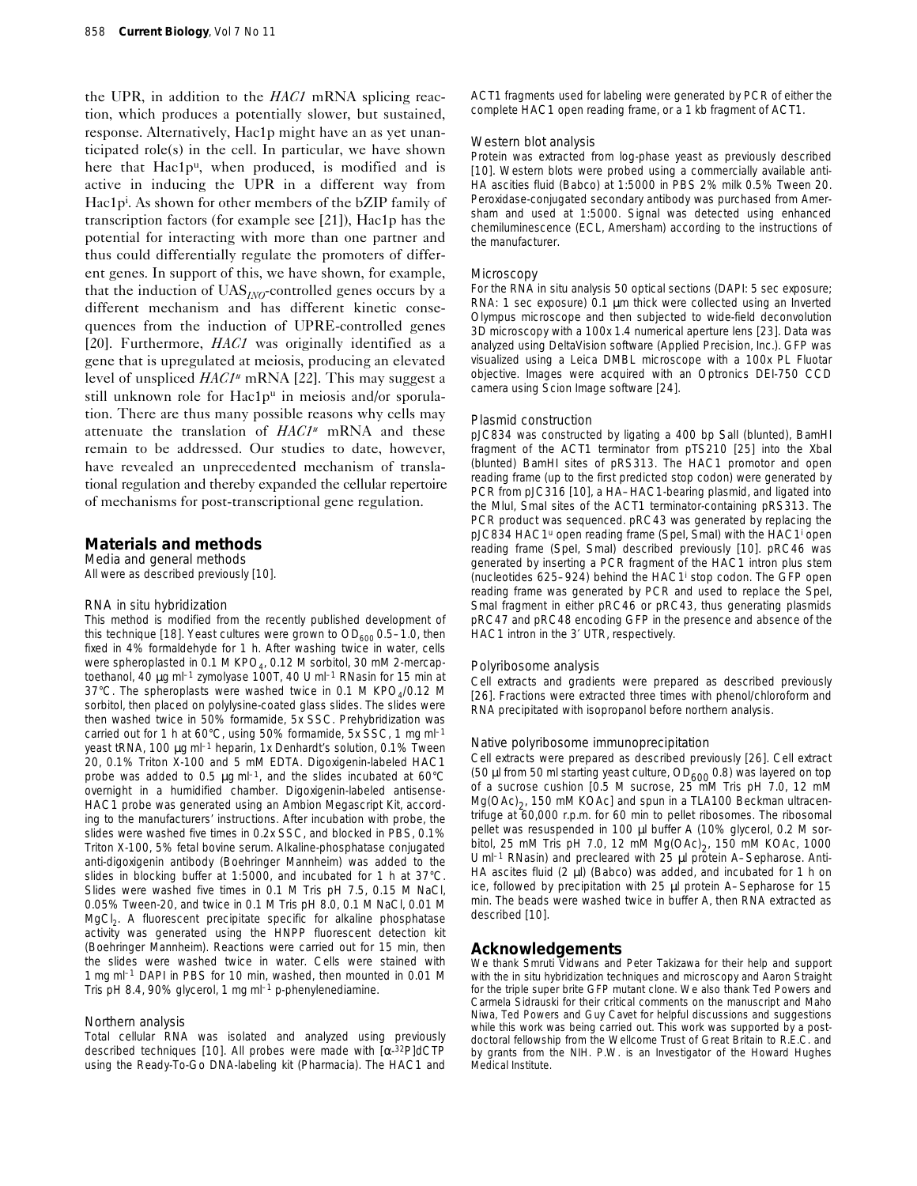the UPR, in addition to the *HAC1* mRNA splicing reaction, which produces a potentially slower, but sustained, response. Alternatively, Hac1p might have an as yet unanticipated role(s) in the cell. In particular, we have shown here that Hac1p$^u$, when produced, is modified and is active in inducing the UPR in a different way from Hac1p$^i$. As shown for other members of the bZIP family of transcription factors (for example see [21]), Hac1p has the potential for interacting with more than one partner and thus could differentially regulate the promoters of different genes. In support of this, we have shown, for example, that the induction of $UAS_{INO}$-controlled genes occurs by a different mechanism and has different kinetic consequences from the induction of UPRE-controlled genes [20]. Furthermore, *HAC1* was originally identified as a gene that is upregulated at meiosis, producing an elevated level of unspliced *HAC1$^u$* mRNA [22]. This may suggest a still unknown role for Hac1p$^u$ in meiosis and/or sporulation. There are thus many possible reasons why cells may attenuate the translation of *HAC1$^u$* mRNA and these remain to be addressed. Our studies to date, however, have revealed an unprecedented mechanism of translational regulation and thereby expanded the cellular repertoire of mechanisms for post-transcriptional gene regulation.

## Materials and methods

### Media and general methods

All were as described previously [10].

### RNA in situ hybridization

This method is modified from the recently published development of this technique [18]. Yeast cultures were grown to $OD_{600}$ 0.5–1.0, then fixed in 4% formaldehyde for 1 h. After washing twice in water, cells were spheroplasted in 0.1 M $KPO_4$, 0.12 M sorbitol, 30 mM 2-mercaptoethanol, 40 μg ml$^{-1}$ zymolyase 100T, 40 U ml$^{-1}$ RNasin for 15 min at 37°C. The spheroplasts were washed twice in 0.1 M $KPO_4$/0.12 M sorbitol, then placed on polylysine-coated glass slides. The slides were then washed twice in 50% formamide, 5x SSC. Prehybridization was carried out for 1 h at 60°C, using 50% formamide, 5x SSC, 1 mg ml$^{-1}$ yeast tRNA, 100 μg ml$^{-1}$ heparin, 1x Denhardt's solution, 0.1% Tween 20, 0.1% Triton X-100 and 5 mM EDTA. Digoxigenin-labeled HAC1 probe was added to 0.5 μg ml$^{-1}$, and the slides incubated at 60°C overnight in a humidified chamber. Digoxigenin-labeled antisense-HAC1 probe was generated using an Ambion Megascript Kit, according to the manufacturers' instructions. After incubation with probe, the slides were washed five times in 0.2x SSC, and blocked in PBS, 0.1% Triton X-100, 5% fetal bovine serum. Alkaline-phosphatase conjugated anti-digoxigenin antibody (Boehringer Mannheim) was added to the slides in blocking buffer at 1:5000, and incubated for 1 h at 37°C. Slides were washed five times in 0.1 M Tris pH 7.5, 0.15 M NaCl, 0.05% Tween-20, and twice in 0.1 M Tris pH 8.0, 0.1 M NaCl, 0.01 M $MgCl_2$. A fluorescent precipitate specific for alkaline phosphatase activity was generated using the HNPP fluorescent detection kit (Boehringer Mannheim). Reactions were carried out for 15 min, then the slides were washed twice in water. Cells were stained with 1 mg ml$^{-1}$ DAPI in PBS for 10 min, washed, then mounted in 0.01 M Tris pH 8.4, 90% glycerol, 1 mg ml$^{-1}$ p-phenylenediamine.

### Northern analysis

Total cellular RNA was isolated and analyzed using previously described techniques [10]. All probes were made with [α-$^{32}$P]dCTP using the Ready-To-Go DNA-labeling kit (Pharmacia). The HAC1 and ACT1 fragments used for labeling were generated by PCR of either the complete HAC1 open reading frame, or a 1 kb fragment of ACT1.

### Western blot analysis

Protein was extracted from log-phase yeast as previously described [10]. Western blots were probed using a commercially available anti-HA ascities fluid (Babco) at 1:5000 in PBS 2% milk 0.5% Tween 20. Peroxidase-conjugated secondary antibody was purchased from Amersham and used at 1:5000. Signal was detected using enhanced chemiluminescence (ECL, Amersham) according to the instructions of the manufacturer.

### Microscopy

For the RNA in situ analysis 50 optical sections (DAPI: 5 sec exposure; RNA: 1 sec exposure) 0.1 μm thick were collected using an Inverted Olympus microscope and then subjected to wide-field deconvolution 3D microscopy with a 100x 1.4 numerical aperture lens [23]. Data was analyzed using DeltaVision software (Applied Precision, Inc.). GFP was visualized using a Leica DMBL microscope with a 100x PL Fluotar objective. Images were acquired with an Optronics DEI-750 CCD camera using Scion Image software [24].

### Plasmid construction

pJC834 was constructed by ligating a 400 bp SalI (blunted), BamHI fragment of the ACT1 terminator from pTS210 [25] into the XbaI (blunted) BamHI sites of pRS313. The HAC1 promotor and open reading frame (up to the first predicted stop codon) were generated by PCR from pJC316 [10], a HA–HAC1-bearing plasmid, and ligated into the MluI, SmaI sites of the ACT1 terminator-containing pRS313. The PCR product was sequenced. pRC43 was generated by replacing the pJC834 HAC1$^u$ open reading frame (SpeI, SmaI) with the HAC1$^i$ open reading frame (SpeI, SmaI) described previously [10]. pRC46 was generated by inserting a PCR fragment of the HAC1 intron plus stem (nucleotides 625–924) behind the HAC1$^i$ stop codon. The GFP open reading frame was generated by PCR and used to replace the SpeI, SmaI fragment in either pRC46 or pRC43, thus generating plasmids pRC47 and pRC48 encoding GFP in the presence and absence of the HAC1 intron in the 3′ UTR, respectively.

### Polyribosome analysis

Cell extracts and gradients were prepared as described previously [26]. Fractions were extracted three times with phenol/chloroform and RNA precipitated with isopropanol before northern analysis.

### Native polyribosome immunoprecipitation

Cell extracts were prepared as described previously [26]. Cell extract (50 μl from 50 ml starting yeast culture, $OD_{600}$ 0.8) was layered on top of a sucrose cushion [0.5 M sucrose, 25 mM Tris pH 7.0, 12 mM $Mg(OAc)_2$, 150 mM KOAc] and spun in a TLA100 Beckman ultracentrifuge at 60,000 r.p.m. for 60 min to pellet ribosomes. The ribosomal pellet was resuspended in 100 μl buffer A (10% glycerol, 0.2 M sorbitol, 25 mM Tris pH 7.0, 12 mM $Mg(OAc)_2$, 150 mM KOAc, 1000 U ml$^{-1}$ RNasin) and precleared with 25 μl protein A–Sepharose. Anti-HA ascites fluid (2 μl) (Babco) was added, and incubated for 1 h on ice, followed by precipitation with 25 μl protein A–Sepharose for 15 min. The beads were washed twice in buffer A, then RNA extracted as described [10].

## Acknowledgements

We thank Smruti Vidwans and Peter Takizawa for their help and support with the in situ hybridization techniques and microscopy and Aaron Straight for the triple super brite GFP mutant clone. We also thank Ted Powers and Carmela Sidrauski for their critical comments on the manuscript and Maho Niwa, Ted Powers and Guy Cavet for helpful discussions and suggestions while this work was being carried out. This work was supported by a postdoctoral fellowship from the Wellcome Trust of Great Britain to R.E.C. and by grants from the NIH. P.W. is an Investigator of the Howard Hughes Medical Institute.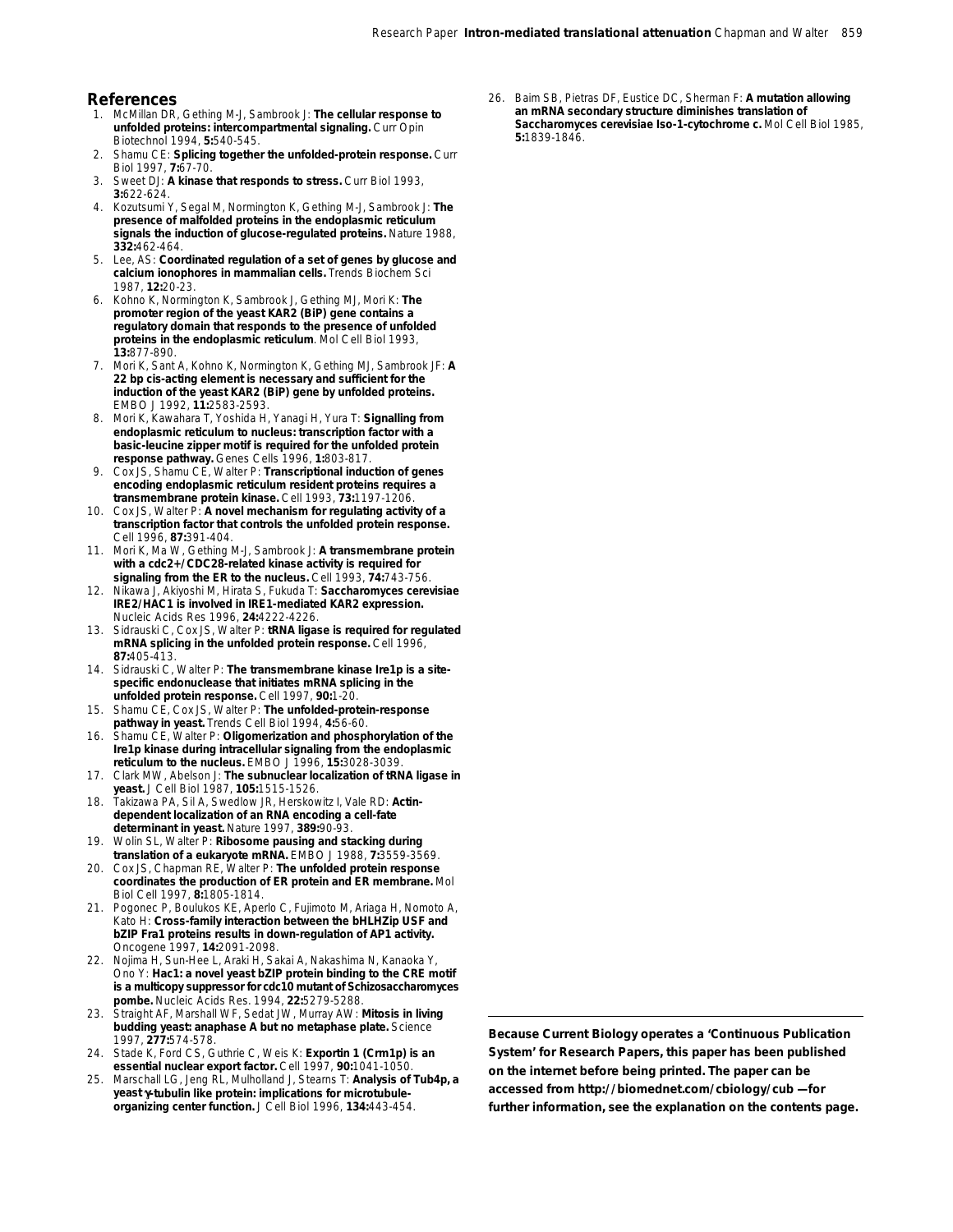## References

1. McMillan DR, Gething M-J, Sambrook J: **The cellular response to unfolded proteins: intercompartmental signaling.** Curr Opin Biotechnol 1994, **5:**540-545.
2. Shamu CE: **Splicing together the unfolded-protein response.** Curr Biol 1997, **7:**67-70.
3. Sweet DJ: **A kinase that responds to stress.** Curr Biol 1993, **3:**622-624.
4. Kozutsumi Y, Segal M, Normington K, Gething M-J, Sambrook J: **The presence of malfolded proteins in the endoplasmic reticulum signals the induction of glucose-regulated proteins.** Nature 1988, **332:**462-464.
5. Lee, AS: **Coordinated regulation of a set of genes by glucose and calcium ionophores in mammalian cells.** Trends Biochem Sci 1987, **12:**20-23.
6. Kohno K, Normington K, Sambrook J, Gething MJ, Mori K: **The promoter region of the yeast KAR2 (BiP) gene contains a regulatory domain that responds to the presence of unfolded proteins in the endoplasmic reticulum**. Mol Cell Biol 1993, **13:**877-890.
7. Mori K, Sant A, Kohno K, Normington K, Gething MJ, Sambrook JF: **A 22 bp cis-acting element is necessary and sufficient for the induction of the yeast KAR2 (BiP) gene by unfolded proteins.** EMBO J 1992, **11:**2583-2593.
8. Mori K, Kawahara T, Yoshida H, Yanagi H, Yura T: **Signalling from endoplasmic reticulum to nucleus: transcription factor with a basic-leucine zipper motif is required for the unfolded protein response pathway.** Genes Cells 1996, **1:**803-817.
9. Cox JS, Shamu CE, Walter P: **Transcriptional induction of genes encoding endoplasmic reticulum resident proteins requires a transmembrane protein kinase.** Cell 1993, **73:**1197-1206.
10. Cox JS, Walter P: **A novel mechanism for regulating activity of a transcription factor that controls the unfolded protein response.** Cell 1996, **87:**391-404.
11. Mori K, Ma W, Gething M-J, Sambrook J: **A transmembrane protein with a cdc2+/CDC28-related kinase activity is required for signaling from the ER to the nucleus.** Cell 1993, **74:**743-756.
12. Nikawa J, Akiyoshi M, Hirata S, Fukuda T: **Saccharomyces cerevisiae IRE2/HAC1 is involved in IRE1-mediated KAR2 expression.** Nucleic Acids Res 1996, **24:**4222-4226.
13. Sidrauski C, Cox JS, Walter P: **tRNA ligase is required for regulated mRNA splicing in the unfolded protein response.** Cell 1996, **87:**405-413.
14. Sidrauski C, Walter P: **The transmembrane kinase Ire1p is a site-specific endonuclease that initiates mRNA splicing in the unfolded protein response.** Cell 1997, **90:**1-20.
15. Shamu CE, Cox JS, Walter P: **The unfolded-protein-response pathway in yeast.** Trends Cell Biol 1994, **4:**56-60.
16. Shamu CE, Walter P: **Oligomerization and phosphorylation of the Ire1p kinase during intracellular signaling from the endoplasmic reticulum to the nucleus.** EMBO J 1996, **15:**3028-3039.
17. Clark MW, Abelson J: **The subnuclear localization of tRNA ligase in yeast.** J Cell Biol 1987, **105:**1515-1526.
18. Takizawa PA, Sil A, Swedlow JR, Herskowitz I, Vale RD: **Actin-dependent localization of an RNA encoding a cell-fate determinant in yeast.** Nature 1997, **389:**90-93.
19. Wolin SL, Walter P: **Ribosome pausing and stacking during translation of a eukaryote mRNA.** EMBO J 1988, **7:**3559-3569.
20. Cox JS, Chapman RE, Walter P: **The unfolded protein response coordinates the production of ER protein and ER membrane.** Mol Biol Cell 1997, **8:**1805-1814.
21. Pogonec P, Boulukos KE, Aperlo C, Fujimoto M, Ariaga H, Nomoto A, Kato H: **Cross-family interaction between the bHLHZip USF and bZIP Fra1 proteins results in down-regulation of AP1 activity.** Oncogene 1997, **14:**2091-2098.
22. Nojima H, Sun-Hee L, Araki H, Sakai A, Nakashima N, Kanaoka Y, Ono Y: **Hac1: a novel yeast bZIP protein binding to the CRE motif is a multicopy suppressor for cdc10 mutant of Schizosaccharomyces pombe.** Nucleic Acids Res. 1994, **22:**5279-5288.
23. Straight AF, Marshall WF, Sedat JW, Murray AW: **Mitosis in living budding yeast: anaphase A but no metaphase plate.** Science 1997, **277:**574-578.
24. Stade K, Ford CS, Guthrie C, Weis K: **Exportin 1 (Crm1p) is an essential nuclear export factor.** Cell 1997, **90:**1041-1050.
25. Marschall LG, Jeng RL, Mulholland J, Stearns T: **Analysis of Tub4p, a yeast γ-tubulin like protein: implications for microtubule-organizing center function.** J Cell Biol 1996, **134:**443-454.
26. Baim SB, Pietras DF, Eustice DC, Sherman F: **A mutation allowing an mRNA secondary structure diminishes translation of Saccharomyces cerevisiae Iso-1-cytochrome c.** Mol Cell Biol 1985, **5:**1839-1846.

**Because Current Biology operates a 'Continuous Publication System' for Research Papers, this paper has been published on the internet before being printed. The paper can be accessed from http://biomednet.com/cbiology/cub —for further information, see the explanation on the contents page.**